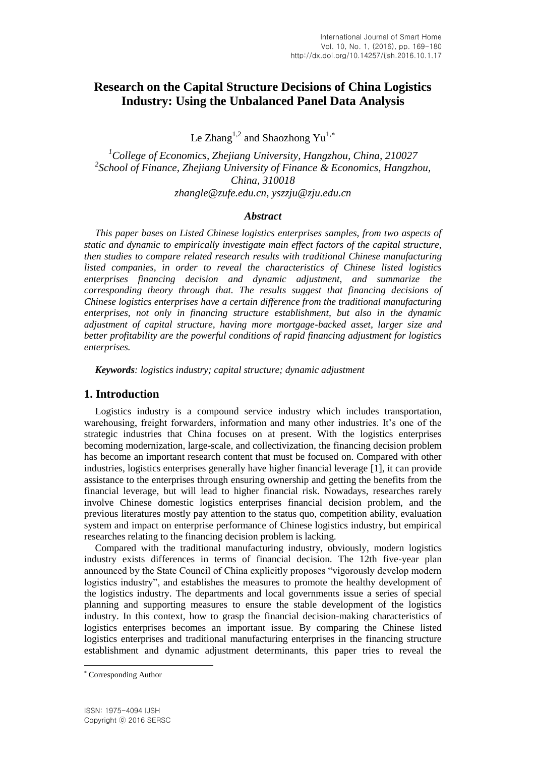# Research on the Capital Structure Decisions of China Logistics Industry: Using the Unbalanced Panel Data Analysis

Le Zhang[1,2] and Shaozhong Yu[1,*]

[1]*College of Economics, Zhejiang University, Hangzhou, China, 210027*
[2]*School of Finance, Zhejiang University of Finance & Economics, Hangzhou, China, 310018*
*zhangle@zufe.edu.cn, yszzju@zju.edu.cn*

### *Abstract*

*This paper bases on Listed Chinese logistics enterprises samples, from two aspects of static and dynamic to empirically investigate main effect factors of the capital structure, then studies to compare related research results with traditional Chinese manufacturing listed companies, in order to reveal the characteristics of Chinese listed logistics enterprises financing decision and dynamic adjustment, and summarize the corresponding theory through that. The results suggest that financing decisions of Chinese logistics enterprises have a certain difference from the traditional manufacturing enterprises, not only in financing structure establishment, but also in the dynamic adjustment of capital structure, having more mortgage-backed asset, larger size and better profitability are the powerful conditions of rapid financing adjustment for logistics enterprises.*

***Keywords****: logistics industry; capital structure; dynamic adjustment*

## 1. Introduction

Logistics industry is a compound service industry which includes transportation, warehousing, freight forwarders, information and many other industries. It's one of the strategic industries that China focuses on at present. With the logistics enterprises becoming modernization, large-scale, and collectivization, the financing decision problem has become an important research content that must be focused on. Compared with other industries, logistics enterprises generally have higher financial leverage [1], it can provide assistance to the enterprises through ensuring ownership and getting the benefits from the financial leverage, but will lead to higher financial risk. Nowadays, researches rarely involve Chinese domestic logistics enterprises financial decision problem, and the previous literatures mostly pay attention to the status quo, competition ability, evaluation system and impact on enterprise performance of Chinese logistics industry, but empirical researches relating to the financing decision problem is lacking.

Compared with the traditional manufacturing industry, obviously, modern logistics industry exists differences in terms of financial decision. The 12th five-year plan announced by the State Council of China explicitly proposes "vigorously develop modern logistics industry", and establishes the measures to promote the healthy development of the logistics industry. The departments and local governments issue a series of special planning and supporting measures to ensure the stable development of the logistics industry. In this context, how to grasp the financial decision-making characteristics of logistics enterprises becomes an important issue. By comparing the Chinese listed logistics enterprises and traditional manufacturing enterprises in the financing structure establishment and dynamic adjustment determinants, this paper tries to reveal the

---

[*] Corresponding Author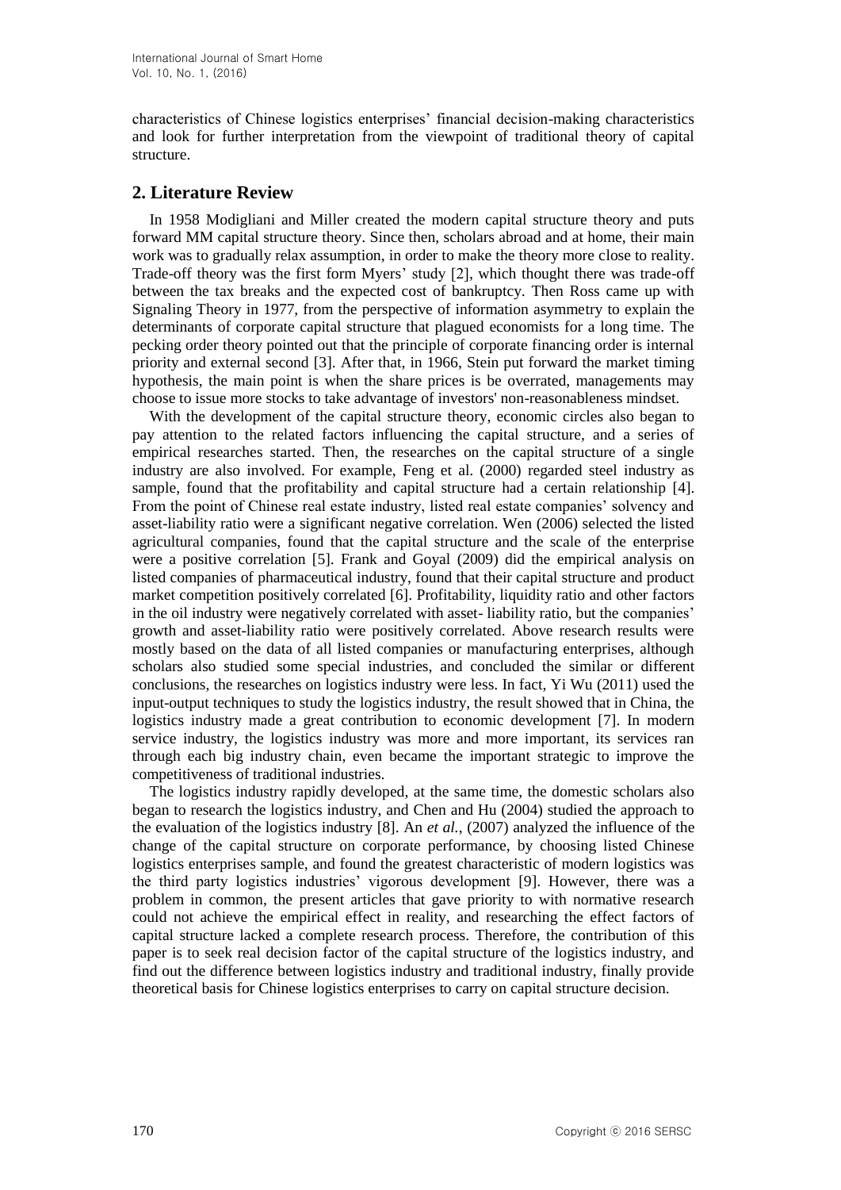characteristics of Chinese logistics enterprises' financial decision-making characteristics and look for further interpretation from the viewpoint of traditional theory of capital structure.

## 2. Literature Review

In 1958 Modigliani and Miller created the modern capital structure theory and puts forward MM capital structure theory. Since then, scholars abroad and at home, their main work was to gradually relax assumption, in order to make the theory more close to reality. Trade-off theory was the first form Myers' study [2], which thought there was trade-off between the tax breaks and the expected cost of bankruptcy. Then Ross came up with Signaling Theory in 1977, from the perspective of information asymmetry to explain the determinants of corporate capital structure that plagued economists for a long time. The pecking order theory pointed out that the principle of corporate financing order is internal priority and external second [3]. After that, in 1966, Stein put forward the market timing hypothesis, the main point is when the share prices is be overrated, managements may choose to issue more stocks to take advantage of investors' non-reasonableness mindset.

With the development of the capital structure theory, economic circles also began to pay attention to the related factors influencing the capital structure, and a series of empirical researches started. Then, the researches on the capital structure of a single industry are also involved. For example, Feng et al. (2000) regarded steel industry as sample, found that the profitability and capital structure had a certain relationship [4]. From the point of Chinese real estate industry, listed real estate companies' solvency and asset-liability ratio were a significant negative correlation. Wen (2006) selected the listed agricultural companies, found that the capital structure and the scale of the enterprise were a positive correlation [5]. Frank and Goyal (2009) did the empirical analysis on listed companies of pharmaceutical industry, found that their capital structure and product market competition positively correlated [6]. Profitability, liquidity ratio and other factors in the oil industry were negatively correlated with asset- liability ratio, but the companies' growth and asset-liability ratio were positively correlated. Above research results were mostly based on the data of all listed companies or manufacturing enterprises, although scholars also studied some special industries, and concluded the similar or different conclusions, the researches on logistics industry were less. In fact, Yi Wu (2011) used the input-output techniques to study the logistics industry, the result showed that in China, the logistics industry made a great contribution to economic development [7]. In modern service industry, the logistics industry was more and more important, its services ran through each big industry chain, even became the important strategic to improve the competitiveness of traditional industries.

The logistics industry rapidly developed, at the same time, the domestic scholars also began to research the logistics industry, and Chen and Hu (2004) studied the approach to the evaluation of the logistics industry [8]. An *et al.*, (2007) analyzed the influence of the change of the capital structure on corporate performance, by choosing listed Chinese logistics enterprises sample, and found the greatest characteristic of modern logistics was the third party logistics industries' vigorous development [9]. However, there was a problem in common, the present articles that gave priority to with normative research could not achieve the empirical effect in reality, and researching the effect factors of capital structure lacked a complete research process. Therefore, the contribution of this paper is to seek real decision factor of the capital structure of the logistics industry, and find out the difference between logistics industry and traditional industry, finally provide theoretical basis for Chinese logistics enterprises to carry on capital structure decision.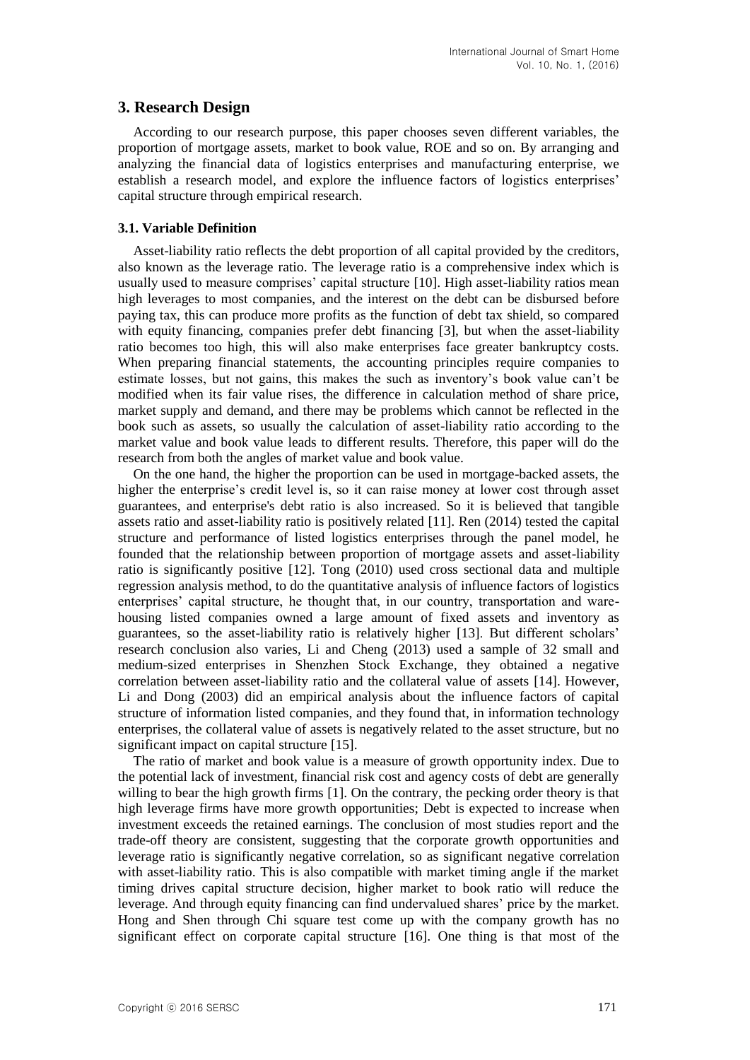## 3. Research Design

According to our research purpose, this paper chooses seven different variables, the proportion of mortgage assets, market to book value, ROE and so on. By arranging and analyzing the financial data of logistics enterprises and manufacturing enterprise, we establish a research model, and explore the influence factors of logistics enterprises' capital structure through empirical research.

### 3.1. Variable Definition

Asset-liability ratio reflects the debt proportion of all capital provided by the creditors, also known as the leverage ratio. The leverage ratio is a comprehensive index which is usually used to measure comprises' capital structure [10]. High asset-liability ratios mean high leverages to most companies, and the interest on the debt can be disbursed before paying tax, this can produce more profits as the function of debt tax shield, so compared with equity financing, companies prefer debt financing [3], but when the asset-liability ratio becomes too high, this will also make enterprises face greater bankruptcy costs. When preparing financial statements, the accounting principles require companies to estimate losses, but not gains, this makes the such as inventory's book value can't be modified when its fair value rises, the difference in calculation method of share price, market supply and demand, and there may be problems which cannot be reflected in the book such as assets, so usually the calculation of asset-liability ratio according to the market value and book value leads to different results. Therefore, this paper will do the research from both the angles of market value and book value.

On the one hand, the higher the proportion can be used in mortgage-backed assets, the higher the enterprise's credit level is, so it can raise money at lower cost through asset guarantees, and enterprise's debt ratio is also increased. So it is believed that tangible assets ratio and asset-liability ratio is positively related [11]. Ren (2014) tested the capital structure and performance of listed logistics enterprises through the panel model, he founded that the relationship between proportion of mortgage assets and asset-liability ratio is significantly positive [12]. Tong (2010) used cross sectional data and multiple regression analysis method, to do the quantitative analysis of influence factors of logistics enterprises' capital structure, he thought that, in our country, transportation and ware-housing listed companies owned a large amount of fixed assets and inventory as guarantees, so the asset-liability ratio is relatively higher [13]. But different scholars' research conclusion also varies, Li and Cheng (2013) used a sample of 32 small and medium-sized enterprises in Shenzhen Stock Exchange, they obtained a negative correlation between asset-liability ratio and the collateral value of assets [14]. However, Li and Dong (2003) did an empirical analysis about the influence factors of capital structure of information listed companies, and they found that, in information technology enterprises, the collateral value of assets is negatively related to the asset structure, but no significant impact on capital structure [15].

The ratio of market and book value is a measure of growth opportunity index. Due to the potential lack of investment, financial risk cost and agency costs of debt are generally willing to bear the high growth firms [1]. On the contrary, the pecking order theory is that high leverage firms have more growth opportunities; Debt is expected to increase when investment exceeds the retained earnings. The conclusion of most studies report and the trade-off theory are consistent, suggesting that the corporate growth opportunities and leverage ratio is significantly negative correlation, so as significant negative correlation with asset-liability ratio. This is also compatible with market timing angle if the market timing drives capital structure decision, higher market to book ratio will reduce the leverage. And through equity financing can find undervalued shares' price by the market. Hong and Shen through Chi square test come up with the company growth has no significant effect on corporate capital structure [16]. One thing is that most of the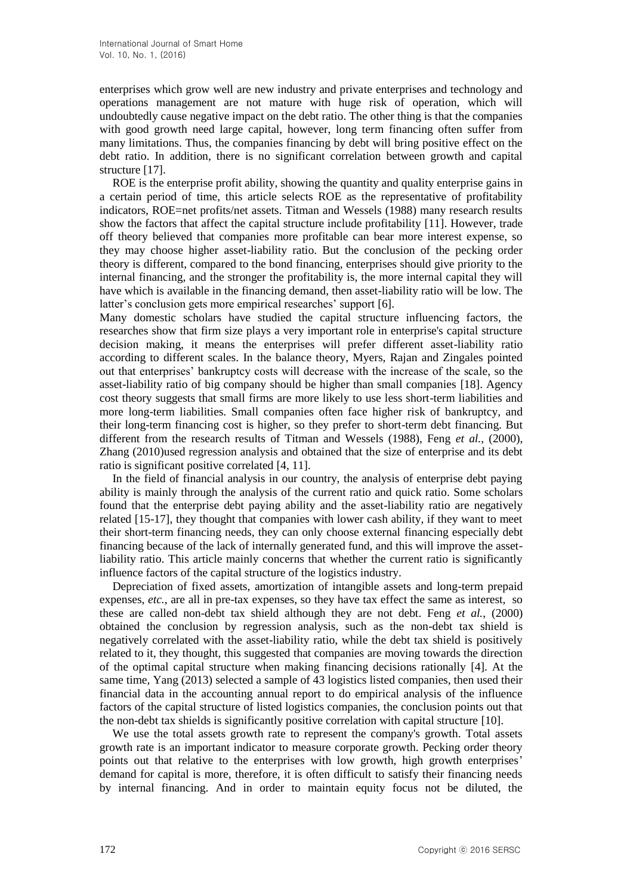enterprises which grow well are new industry and private enterprises and technology and operations management are not mature with huge risk of operation, which will undoubtedly cause negative impact on the debt ratio. The other thing is that the companies with good growth need large capital, however, long term financing often suffer from many limitations. Thus, the companies financing by debt will bring positive effect on the debt ratio. In addition, there is no significant correlation between growth and capital structure [17].

ROE is the enterprise profit ability, showing the quantity and quality enterprise gains in a certain period of time, this article selects ROE as the representative of profitability indicators, ROE=net profits/net assets. Titman and Wessels (1988) many research results show the factors that affect the capital structure include profitability [11]. However, trade off theory believed that companies more profitable can bear more interest expense, so they may choose higher asset-liability ratio. But the conclusion of the pecking order theory is different, compared to the bond financing, enterprises should give priority to the internal financing, and the stronger the profitability is, the more internal capital they will have which is available in the financing demand, then asset-liability ratio will be low. The latter's conclusion gets more empirical researches' support [6].

Many domestic scholars have studied the capital structure influencing factors, the researches show that firm size plays a very important role in enterprise's capital structure decision making, it means the enterprises will prefer different asset-liability ratio according to different scales. In the balance theory, Myers, Rajan and Zingales pointed out that enterprises' bankruptcy costs will decrease with the increase of the scale, so the asset-liability ratio of big company should be higher than small companies [18]. Agency cost theory suggests that small firms are more likely to use less short-term liabilities and more long-term liabilities. Small companies often face higher risk of bankruptcy, and their long-term financing cost is higher, so they prefer to short-term debt financing. But different from the research results of Titman and Wessels (1988), Feng *et al.*, (2000), Zhang (2010)used regression analysis and obtained that the size of enterprise and its debt ratio is significant positive correlated [4, 11].

In the field of financial analysis in our country, the analysis of enterprise debt paying ability is mainly through the analysis of the current ratio and quick ratio. Some scholars found that the enterprise debt paying ability and the asset-liability ratio are negatively related [15-17], they thought that companies with lower cash ability, if they want to meet their short-term financing needs, they can only choose external financing especially debt financing because of the lack of internally generated fund, and this will improve the asset-liability ratio. This article mainly concerns that whether the current ratio is significantly influence factors of the capital structure of the logistics industry.

Depreciation of fixed assets, amortization of intangible assets and long-term prepaid expenses, *etc.*, are all in pre-tax expenses, so they have tax effect the same as interest, so these are called non-debt tax shield although they are not debt. Feng *et al.*, (2000) obtained the conclusion by regression analysis, such as the non-debt tax shield is negatively correlated with the asset-liability ratio, while the debt tax shield is positively related to it, they thought, this suggested that companies are moving towards the direction of the optimal capital structure when making financing decisions rationally [4]. At the same time, Yang (2013) selected a sample of 43 logistics listed companies, then used their financial data in the accounting annual report to do empirical analysis of the influence factors of the capital structure of listed logistics companies, the conclusion points out that the non-debt tax shields is significantly positive correlation with capital structure [10].

We use the total assets growth rate to represent the company's growth. Total assets growth rate is an important indicator to measure corporate growth. Pecking order theory points out that relative to the enterprises with low growth, high growth enterprises' demand for capital is more, therefore, it is often difficult to satisfy their financing needs by internal financing. And in order to maintain equity focus not be diluted, the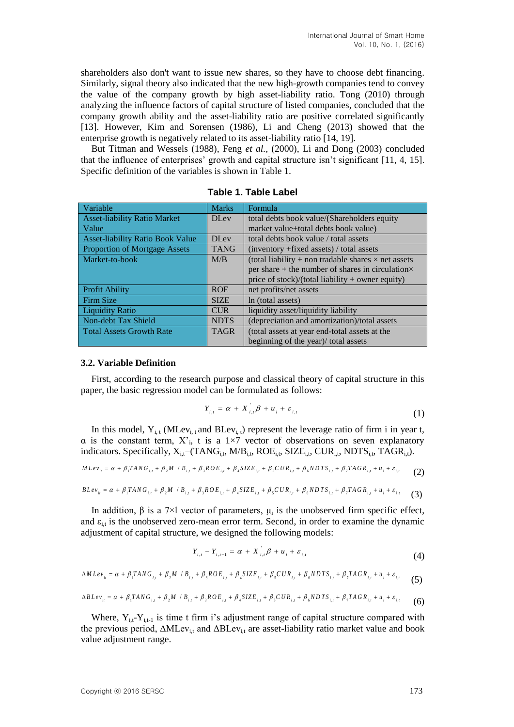shareholders also don't want to issue new shares, so they have to choose debt financing. Similarly, signal theory also indicated that the new high-growth companies tend to convey the value of the company growth by high asset-liability ratio. Tong (2010) through analyzing the influence factors of capital structure of listed companies, concluded that the company growth ability and the asset-liability ratio are positive correlated significantly [13]. However, Kim and Sorensen (1986), Li and Cheng (2013) showed that the enterprise growth is negatively related to its asset-liability ratio [14, 19].

But Titman and Wessels (1988), Feng *et al.*, (2000), Li and Dong (2003) concluded that the influence of enterprises' growth and capital structure isn't significant [11, 4, 15]. Specific definition of the variables is shown in Table 1.

**Table 1. Table Label**

| Variable | Marks | Formula |
|---|---|---|
| Asset-liability Ratio Market Value | DLev | total debts book value/(Shareholders equity market value+total debts book value) |
| Asset-liability Ratio Book Value | DLev | total debts book value / total assets |
| Proportion of Mortgage Assets | TANG | (inventory +fixed assets) / total assets |
| Market-to-book | M/B | (total liability + non tradable shares × net assets per share + the number of shares in circulation× price of stock)/(total liability + owner equity) |
| Profit Ability | ROE | net profits/net assets |
| Firm Size | SIZE | ln (total assets) |
| Liquidity Ratio | CUR | liquidity asset/liquidity liability |
| Non-debt Tax Shield | NDTS | (depreciation and amortization)/total assets |
| Total Assets Growth Rate | TAGR | (total assets at year end-total assets at the beginning of the year)/ total assets |

### 3.2. Variable Definition

First, according to the research purpose and classical theory of capital structure in this paper, the basic regression model can be formulated as follows:

$$Y_{i,t} = \alpha + X'_{i,t}\beta + u_i + \varepsilon_{i,t} \tag{1}$$

In this model, $Y_{i,t}$ ($MLev_{i,t}$ and $BLev_{i,t}$) represent the leverage ratio of firm i in year t, $\alpha$ is the constant term, $X'_i$, t is a 1×7 vector of observations on seven explanatory indicators. Specifically, $X_{i,t}$=($TANG_{i,t}$, $M/B_{i,t}$, $ROE_{i,t}$, $SIZE_{i,t}$, $CUR_{i,t}$, $NDTS_{i,t}$, $TAGR_{i,t}$).

$$MLev_{it} = \alpha + \beta_1 TANG_{i,t} + \beta_2 M/B_{i,t} + \beta_3 ROE_{i,t} + \beta_4 SIZE_{i,t} + \beta_5 CUR_{i,t} + \beta_6 NDTS_{i,t} + \beta_7 TAGR_{i,t} + u_i + \varepsilon_{i,t} \tag{2}$$

$$BLev_{it} = \alpha + \beta_1 TANG_{i,t} + \beta_2 M/B_{i,t} + \beta_3 ROE_{i,t} + \beta_4 SIZE_{i,t} + \beta_5 CUR_{i,t} + \beta_6 NDTS_{i,t} + \beta_7 TAGR_{i,t} + u_i + \varepsilon_{i,t} \tag{3}$$

In addition, $\beta$ is a 7×1 vector of parameters, $\mu_i$ is the unobserved firm specific effect, and $\varepsilon_{i,t}$ is the unobserved zero-mean error term. Second, in order to examine the dynamic adjustment of capital structure, we designed the following models:

$$Y_{i,t} - Y_{i,t-1} = \alpha + X'_{i,t}\beta + u_i + \varepsilon_{i,t} \tag{4}$$

$$\Delta MLev_{it} = \alpha + \beta_1 TANG_{i,t} + \beta_2 M/B_{i,t} + \beta_3 ROE_{i,t} + \beta_4 SIZE_{i,t} + \beta_5 CUR_{i,t} + \beta_6 NDTS_{i,t} + \beta_7 TAGR_{i,t} + u_i + \varepsilon_{i,t} \tag{5}$$

$$\Delta BLev_{it} = \alpha + \beta_1 TANG_{i,t} + \beta_2 M/B_{i,t} + \beta_3 ROE_{i,t} + \beta_4 SIZE_{i,t} + \beta_5 CUR_{i,t} + \beta_6 NDTS_{i,t} + \beta_7 TAGR_{i,t} + u_i + \varepsilon_{i,t} \tag{6}$$

Where, $Y_{i,t}-Y_{i,t-1}$ is time t firm i's adjustment range of capital structure compared with the previous period, $\Delta MLev_{i,t}$ and $\Delta BLev_{i,t}$ are asset-liability ratio market value and book value adjustment range.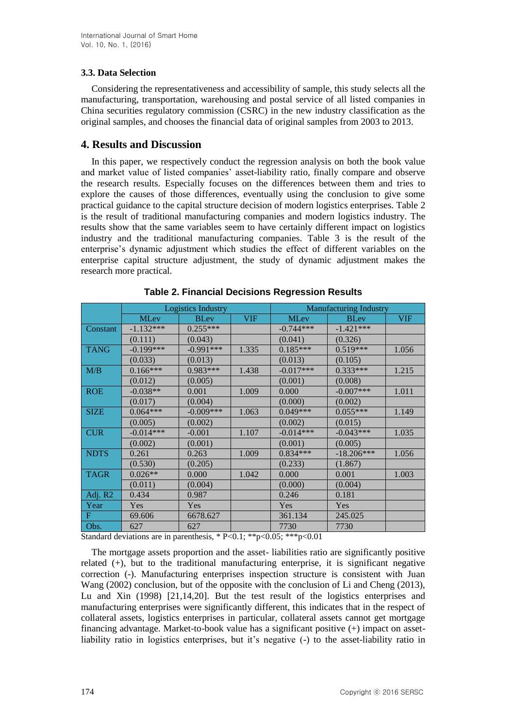### 3.3. Data Selection

Considering the representativeness and accessibility of sample, this study selects all the manufacturing, transportation, warehousing and postal service of all listed companies in China securities regulatory commission (CSRC) in the new industry classification as the original samples, and chooses the financial data of original samples from 2003 to 2013.

## 4. Results and Discussion

In this paper, we respectively conduct the regression analysis on both the book value and market value of listed companies' asset-liability ratio, finally compare and observe the research results. Especially focuses on the differences between them and tries to explore the causes of those differences, eventually using the conclusion to give some practical guidance to the capital structure decision of modern logistics enterprises. Table 2 is the result of traditional manufacturing companies and modern logistics industry. The results show that the same variables seem to have certainly different impact on logistics industry and the traditional manufacturing companies. Table 3 is the result of the enterprise's dynamic adjustment which studies the effect of different variables on the enterprise capital structure adjustment, the study of dynamic adjustment makes the research more practical.

**Table 2. Financial Decisions Regression Results**

| | Logistics Industry | | | Manufacturing Industry | | |
|---|---|---|---|---|---|---|
| | MLev | BLev | VIF | MLev | BLev | VIF |
| Constant | -1.132*** | 0.255*** | | -0.744*** | -1.421*** | |
| | (0.111) | (0.043) | | (0.041) | (0.326) | |
| TANG | -0.199*** | -0.991*** | 1.335 | 0.185*** | 0.519*** | 1.056 |
| | (0.033) | (0.013) | | (0.013) | (0.105) | |
| M/B | 0.166*** | 0.983*** | 1.438 | -0.017*** | 0.333*** | 1.215 |
| | (0.012) | (0.005) | | (0.001) | (0.008) | |
| ROE | -0.038** | 0.001 | 1.009 | 0.000 | -0.007*** | 1.011 |
| | (0.017) | (0.004) | | (0.000) | (0.002) | |
| SIZE | 0.064*** | -0.009*** | 1.063 | 0.049*** | 0.055*** | 1.149 |
| | (0.005) | (0.002) | | (0.002) | (0.015) | |
| CUR | -0.014*** | -0.001 | 1.107 | -0.014*** | -0.043*** | 1.035 |
| | (0.002) | (0.001) | | (0.001) | (0.005) | |
| NDTS | 0.261 | 0.263 | 1.009 | 0.834*** | -18.206*** | 1.056 |
| | (0.530) | (0.205) | | (0.233) | (1.867) | |
| TAGR | 0.026** | 0.000 | 1.042 | 0.000 | 0.001 | 1.003 |
| | (0.011) | (0.004) | | (0.000) | (0.004) | |
| Adj. R2 | 0.434 | 0.987 | | 0.246 | 0.181 | |
| Year | Yes | Yes | | Yes | Yes | |
| F | 69.606 | 6678.627 | | 361.134 | 245.025 | |
| Obs. | 627 | 627 | | 7730 | 7730 | |

Standard deviations are in parenthesis, * P<0.1; **p<0.05; ***p<0.01

The mortgage assets proportion and the asset- liabilities ratio are significantly positive related (+), but to the traditional manufacturing enterprise, it is significant negative correction (-). Manufacturing enterprises inspection structure is consistent with Juan Wang (2002) conclusion, but of the opposite with the conclusion of Li and Cheng (2013), Lu and Xin (1998) [21,14,20]. But the test result of the logistics enterprises and manufacturing enterprises were significantly different, this indicates that in the respect of collateral assets, logistics enterprises in particular, collateral assets cannot get mortgage financing advantage. Market-to-book value has a significant positive (+) impact on asset-liability ratio in logistics enterprises, but it's negative (-) to the asset-liability ratio in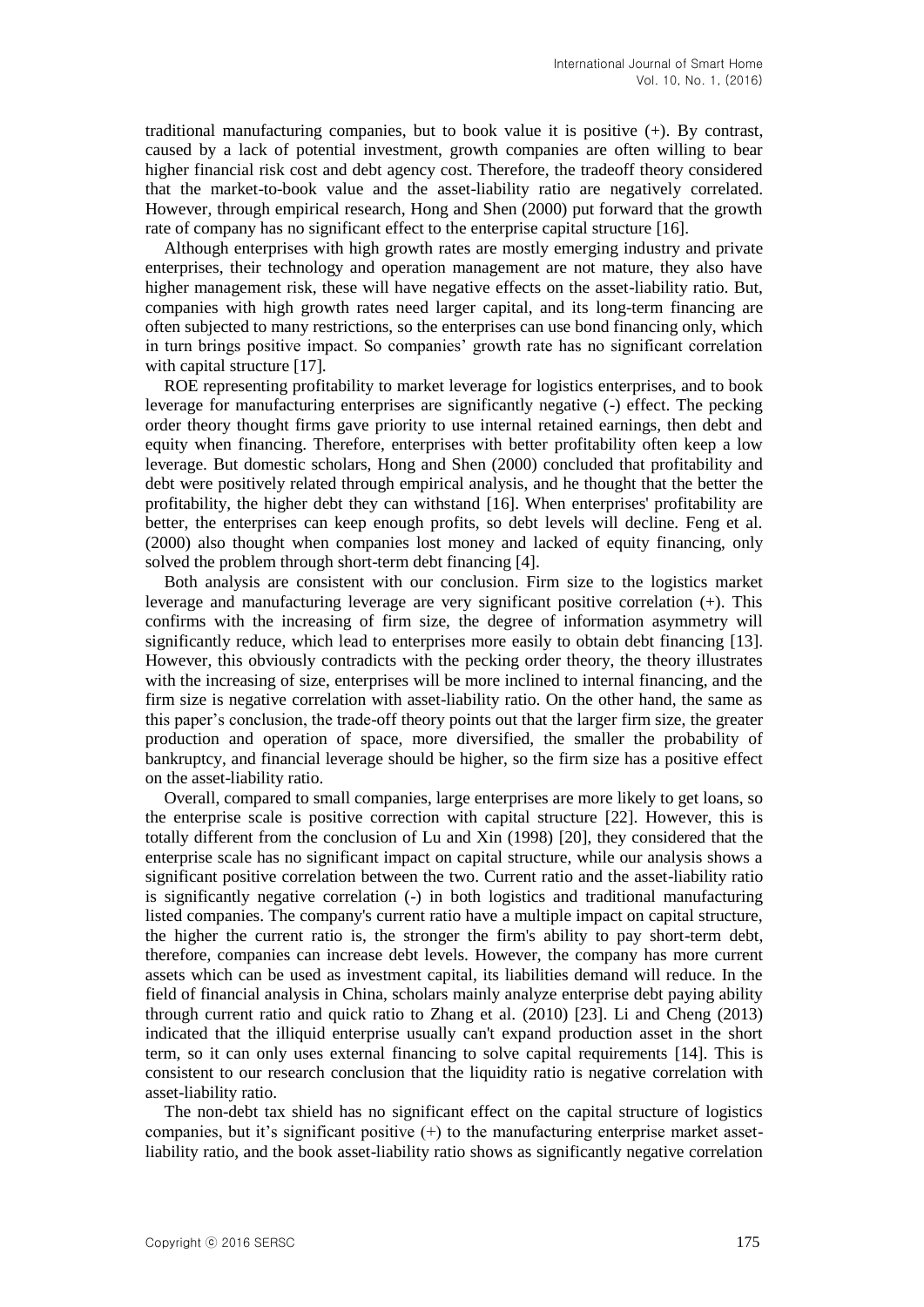traditional manufacturing companies, but to book value it is positive (+). By contrast, caused by a lack of potential investment, growth companies are often willing to bear higher financial risk cost and debt agency cost. Therefore, the tradeoff theory considered that the market-to-book value and the asset-liability ratio are negatively correlated. However, through empirical research, Hong and Shen (2000) put forward that the growth rate of company has no significant effect to the enterprise capital structure [16].

Although enterprises with high growth rates are mostly emerging industry and private enterprises, their technology and operation management are not mature, they also have higher management risk, these will have negative effects on the asset-liability ratio. But, companies with high growth rates need larger capital, and its long-term financing are often subjected to many restrictions, so the enterprises can use bond financing only, which in turn brings positive impact. So companies' growth rate has no significant correlation with capital structure [17].

ROE representing profitability to market leverage for logistics enterprises, and to book leverage for manufacturing enterprises are significantly negative (-) effect. The pecking order theory thought firms gave priority to use internal retained earnings, then debt and equity when financing. Therefore, enterprises with better profitability often keep a low leverage. But domestic scholars, Hong and Shen (2000) concluded that profitability and debt were positively related through empirical analysis, and he thought that the better the profitability, the higher debt they can withstand [16]. When enterprises' profitability are better, the enterprises can keep enough profits, so debt levels will decline. Feng et al. (2000) also thought when companies lost money and lacked of equity financing, only solved the problem through short-term debt financing [4].

Both analysis are consistent with our conclusion. Firm size to the logistics market leverage and manufacturing leverage are very significant positive correlation (+). This confirms with the increasing of firm size, the degree of information asymmetry will significantly reduce, which lead to enterprises more easily to obtain debt financing [13]. However, this obviously contradicts with the pecking order theory, the theory illustrates with the increasing of size, enterprises will be more inclined to internal financing, and the firm size is negative correlation with asset-liability ratio. On the other hand, the same as this paper's conclusion, the trade-off theory points out that the larger firm size, the greater production and operation of space, more diversified, the smaller the probability of bankruptcy, and financial leverage should be higher, so the firm size has a positive effect on the asset-liability ratio.

Overall, compared to small companies, large enterprises are more likely to get loans, so the enterprise scale is positive correction with capital structure [22]. However, this is totally different from the conclusion of Lu and Xin (1998) [20], they considered that the enterprise scale has no significant impact on capital structure, while our analysis shows a significant positive correlation between the two. Current ratio and the asset-liability ratio is significantly negative correlation (-) in both logistics and traditional manufacturing listed companies. The company's current ratio have a multiple impact on capital structure, the higher the current ratio is, the stronger the firm's ability to pay short-term debt, therefore, companies can increase debt levels. However, the company has more current assets which can be used as investment capital, its liabilities demand will reduce. In the field of financial analysis in China, scholars mainly analyze enterprise debt paying ability through current ratio and quick ratio to Zhang et al. (2010) [23]. Li and Cheng (2013) indicated that the illiquid enterprise usually can't expand production asset in the short term, so it can only uses external financing to solve capital requirements [14]. This is consistent to our research conclusion that the liquidity ratio is negative correlation with asset-liability ratio.

The non-debt tax shield has no significant effect on the capital structure of logistics companies, but it's significant positive (+) to the manufacturing enterprise market asset-liability ratio, and the book asset-liability ratio shows as significantly negative correlation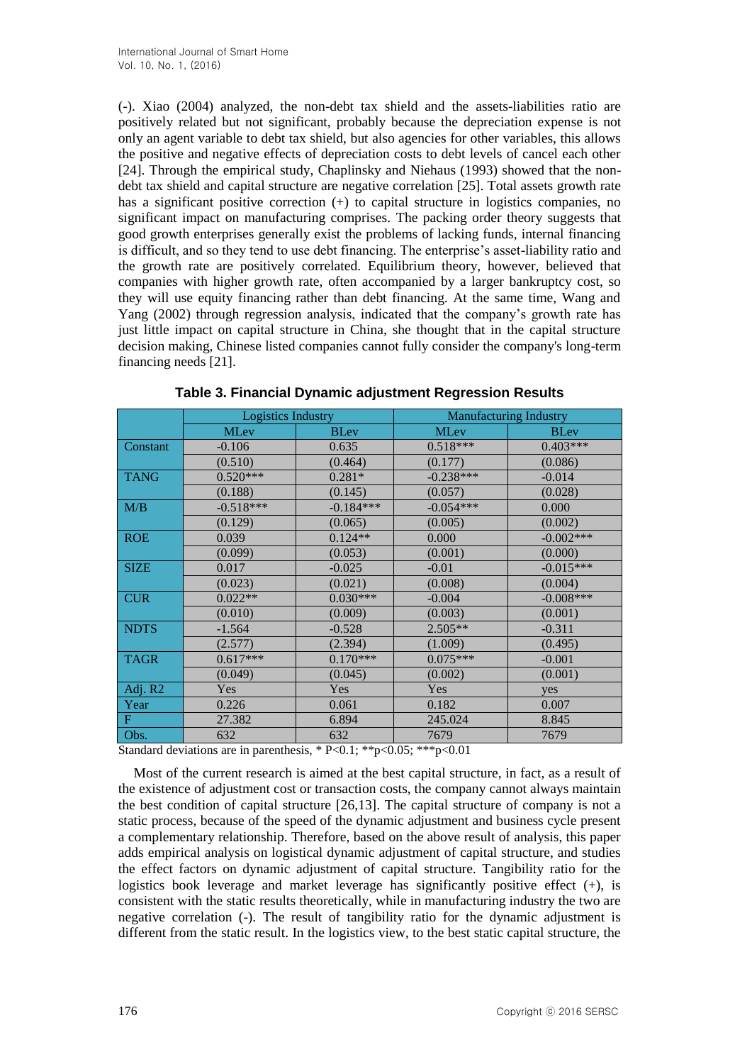(-). Xiao (2004) analyzed, the non-debt tax shield and the assets-liabilities ratio are positively related but not significant, probably because the depreciation expense is not only an agent variable to debt tax shield, but also agencies for other variables, this allows the positive and negative effects of depreciation costs to debt levels of cancel each other [24]. Through the empirical study, Chaplinsky and Niehaus (1993) showed that the non-debt tax shield and capital structure are negative correlation [25]. Total assets growth rate has a significant positive correction (+) to capital structure in logistics companies, no significant impact on manufacturing comprises. The packing order theory suggests that good growth enterprises generally exist the problems of lacking funds, internal financing is difficult, and so they tend to use debt financing. The enterprise's asset-liability ratio and the growth rate are positively correlated. Equilibrium theory, however, believed that companies with higher growth rate, often accompanied by a larger bankruptcy cost, so they will use equity financing rather than debt financing. At the same time, Wang and Yang (2002) through regression analysis, indicated that the company's growth rate has just little impact on capital structure in China, she thought that in the capital structure decision making, Chinese listed companies cannot fully consider the company's long-term financing needs [21].

**Table 3. Financial Dynamic adjustment Regression Results**

| | Logistics Industry | | Manufacturing Industry | |
|---|---|---|---|---|
| | MLev | BLev | MLev | BLev |
| Constant | -0.106 | 0.635 | 0.518*** | 0.403*** |
| | (0.510) | (0.464) | (0.177) | (0.086) |
| TANG | 0.520*** | 0.281* | -0.238*** | -0.014 |
| | (0.188) | (0.145) | (0.057) | (0.028) |
| M/B | -0.518*** | -0.184*** | -0.054*** | 0.000 |
| | (0.129) | (0.065) | (0.005) | (0.002) |
| ROE | 0.039 | 0.124** | 0.000 | -0.002*** |
| | (0.099) | (0.053) | (0.001) | (0.000) |
| SIZE | 0.017 | -0.025 | -0.01 | -0.015*** |
| | (0.023) | (0.021) | (0.008) | (0.004) |
| CUR | 0.022** | 0.030*** | -0.004 | -0.008*** |
| | (0.010) | (0.009) | (0.003) | (0.001) |
| NDTS | -1.564 | -0.528 | 2.505** | -0.311 |
| | (2.577) | (2.394) | (1.009) | (0.495) |
| TAGR | 0.617*** | 0.170*** | 0.075*** | -0.001 |
| | (0.049) | (0.045) | (0.002) | (0.001) |
| Adj. R2 | Yes | Yes | Yes | yes |
| Year | 0.226 | 0.061 | 0.182 | 0.007 |
| F | 27.382 | 6.894 | 245.024 | 8.845 |
| Obs. | 632 | 632 | 7679 | 7679 |

Standard deviations are in parenthesis, * P<0.1; **p<0.05; ***p<0.01

Most of the current research is aimed at the best capital structure, in fact, as a result of the existence of adjustment cost or transaction costs, the company cannot always maintain the best condition of capital structure [26,13]. The capital structure of company is not a static process, because of the speed of the dynamic adjustment and business cycle present a complementary relationship. Therefore, based on the above result of analysis, this paper adds empirical analysis on logistical dynamic adjustment of capital structure, and studies the effect factors on dynamic adjustment of capital structure. Tangibility ratio for the logistics book leverage and market leverage has significantly positive effect (+), is consistent with the static results theoretically, while in manufacturing industry the two are negative correlation (-). The result of tangibility ratio for the dynamic adjustment is different from the static result. In the logistics view, to the best static capital structure, the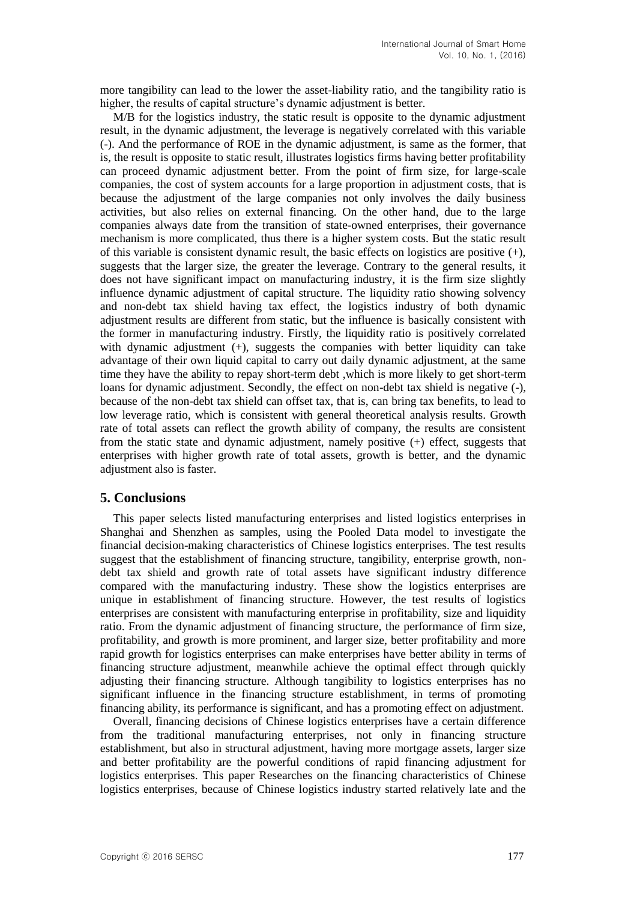more tangibility can lead to the lower the asset-liability ratio, and the tangibility ratio is higher, the results of capital structure's dynamic adjustment is better.

M/B for the logistics industry, the static result is opposite to the dynamic adjustment result, in the dynamic adjustment, the leverage is negatively correlated with this variable (-). And the performance of ROE in the dynamic adjustment, is same as the former, that is, the result is opposite to static result, illustrates logistics firms having better profitability can proceed dynamic adjustment better. From the point of firm size, for large-scale companies, the cost of system accounts for a large proportion in adjustment costs, that is because the adjustment of the large companies not only involves the daily business activities, but also relies on external financing. On the other hand, due to the large companies always date from the transition of state-owned enterprises, their governance mechanism is more complicated, thus there is a higher system costs. But the static result of this variable is consistent dynamic result, the basic effects on logistics are positive (+), suggests that the larger size, the greater the leverage. Contrary to the general results, it does not have significant impact on manufacturing industry, it is the firm size slightly influence dynamic adjustment of capital structure. The liquidity ratio showing solvency and non-debt tax shield having tax effect, the logistics industry of both dynamic adjustment results are different from static, but the influence is basically consistent with the former in manufacturing industry. Firstly, the liquidity ratio is positively correlated with dynamic adjustment (+), suggests the companies with better liquidity can take advantage of their own liquid capital to carry out daily dynamic adjustment, at the same time they have the ability to repay short-term debt ,which is more likely to get short-term loans for dynamic adjustment. Secondly, the effect on non-debt tax shield is negative (-), because of the non-debt tax shield can offset tax, that is, can bring tax benefits, to lead to low leverage ratio, which is consistent with general theoretical analysis results. Growth rate of total assets can reflect the growth ability of company, the results are consistent from the static state and dynamic adjustment, namely positive (+) effect, suggests that enterprises with higher growth rate of total assets, growth is better, and the dynamic adjustment also is faster.

## 5. Conclusions

This paper selects listed manufacturing enterprises and listed logistics enterprises in Shanghai and Shenzhen as samples, using the Pooled Data model to investigate the financial decision-making characteristics of Chinese logistics enterprises. The test results suggest that the establishment of financing structure, tangibility, enterprise growth, non-debt tax shield and growth rate of total assets have significant industry difference compared with the manufacturing industry. These show the logistics enterprises are unique in establishment of financing structure. However, the test results of logistics enterprises are consistent with manufacturing enterprise in profitability, size and liquidity ratio. From the dynamic adjustment of financing structure, the performance of firm size, profitability, and growth is more prominent, and larger size, better profitability and more rapid growth for logistics enterprises can make enterprises have better ability in terms of financing structure adjustment, meanwhile achieve the optimal effect through quickly adjusting their financing structure. Although tangibility to logistics enterprises has no significant influence in the financing structure establishment, in terms of promoting financing ability, its performance is significant, and has a promoting effect on adjustment.

Overall, financing decisions of Chinese logistics enterprises have a certain difference from the traditional manufacturing enterprises, not only in financing structure establishment, but also in structural adjustment, having more mortgage assets, larger size and better profitability are the powerful conditions of rapid financing adjustment for logistics enterprises. This paper Researches on the financing characteristics of Chinese logistics enterprises, because of Chinese logistics industry started relatively late and the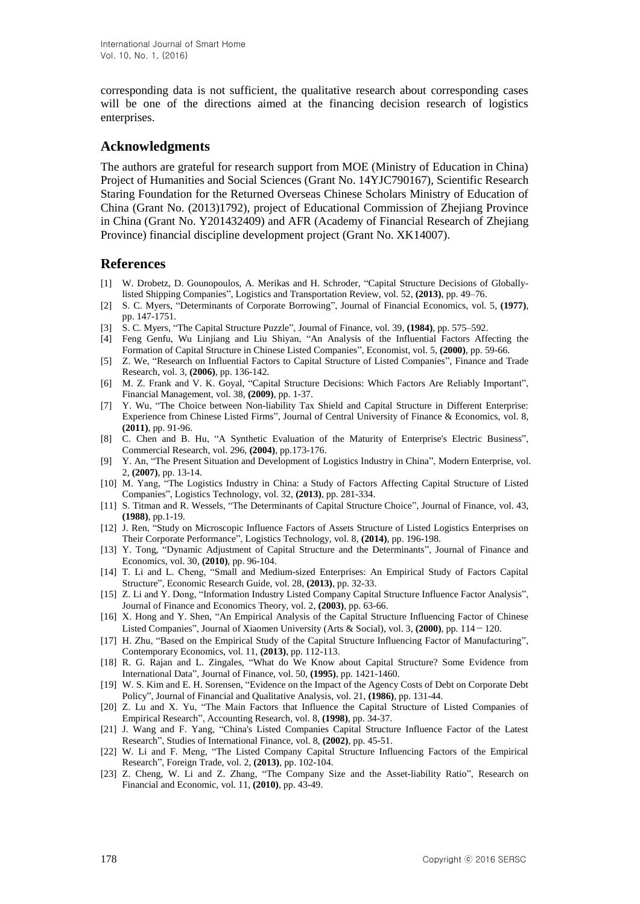corresponding data is not sufficient, the qualitative research about corresponding cases will be one of the directions aimed at the financing decision research of logistics enterprises.

## Acknowledgments

The authors are grateful for research support from MOE (Ministry of Education in China) Project of Humanities and Social Sciences (Grant No. 14YJC790167), Scientific Research Staring Foundation for the Returned Overseas Chinese Scholars Ministry of Education of China (Grant No. (2013)1792), project of Educational Commission of Zhejiang Province in China (Grant No. Y201432409) and AFR (Academy of Financial Research of Zhejiang Province) financial discipline development project (Grant No. XK14007).

## References

[1] W. Drobetz, D. Gounopoulos, A. Merikas and H. Schroder, "Capital Structure Decisions of Globally-listed Shipping Companies", Logistics and Transportation Review, vol. 52, **(2013)**, pp. 49–76.

[2] S. C. Myers, "Determinants of Corporate Borrowing", Journal of Financial Economics, vol. 5, **(1977)**, pp. 147-1751.

[3] S. C. Myers, "The Capital Structure Puzzle", Journal of Finance, vol. 39, **(1984)**, pp. 575–592.

[4] Feng Genfu, Wu Linjiang and Liu Shiyan, "An Analysis of the Influential Factors Affecting the Formation of Capital Structure in Chinese Listed Companies", Economist, vol. 5, **(2000)**, pp. 59-66.

[5] Z. We, "Research on Influential Factors to Capital Structure of Listed Companies", Finance and Trade Research, vol. 3, **(2006)**, pp. 136-142.

[6] M. Z. Frank and V. K. Goyal, "Capital Structure Decisions: Which Factors Are Reliably Important", Financial Management, vol. 38, **(2009)**, pp. 1-37.

[7] Y. Wu, "The Choice between Non-liability Tax Shield and Capital Structure in Different Enterprise: Experience from Chinese Listed Firms", Journal of Central University of Finance & Economics, vol. 8, **(2011)**, pp. 91-96.

[8] C. Chen and B. Hu, "A Synthetic Evaluation of the Maturity of Enterprise's Electric Business", Commercial Research, vol. 296, **(2004)**, pp.173-176.

[9] Y. An, "The Present Situation and Development of Logistics Industry in China", Modern Enterprise, vol. 2, **(2007)**, pp. 13-14.

[10] M. Yang, "The Logistics Industry in China: a Study of Factors Affecting Capital Structure of Listed Companies", Logistics Technology, vol. 32, **(2013)**, pp. 281-334.

[11] S. Titman and R. Wessels, "The Determinants of Capital Structure Choice", Journal of Finance, vol. 43, **(1988)**, pp.1-19.

[12] J. Ren, "Study on Microscopic Influence Factors of Assets Structure of Listed Logistics Enterprises on Their Corporate Performance", Logistics Technology, vol. 8, **(2014)**, pp. 196-198.

[13] Y. Tong, "Dynamic Adjustment of Capital Structure and the Determinants", Journal of Finance and Economics, vol. 30, **(2010)**, pp. 96-104.

[14] T. Li and L. Cheng, "Small and Medium-sized Enterprises: An Empirical Study of Factors Capital Structure", Economic Research Guide, vol. 28, **(2013)**, pp. 32-33.

[15] Z. Li and Y. Dong, "Information Industry Listed Company Capital Structure Influence Factor Analysis", Journal of Finance and Economics Theory, vol. 2, **(2003)**, pp. 63-66.

[16] X. Hong and Y. Shen, "An Empirical Analysis of the Capital Structure Influencing Factor of Chinese Listed Companies", Journal of Xiaomen University (Arts & Social), vol. 3, **(2000)**, pp. 114－120.

[17] H. Zhu, "Based on the Empirical Study of the Capital Structure Influencing Factor of Manufacturing", Contemporary Economics, vol. 11, **(2013)**, pp. 112-113.

[18] R. G. Rajan and L. Zingales, "What do We Know about Capital Structure? Some Evidence from International Data", Journal of Finance, vol. 50, **(1995)**, pp. 1421-1460.

[19] W. S. Kim and E. H. Sorensen, "Evidence on the Impact of the Agency Costs of Debt on Corporate Debt Policy", Journal of Financial and Qualitative Analysis, vol. 21, **(1986)**, pp. 131-44.

[20] Z. Lu and X. Yu, "The Main Factors that Influence the Capital Structure of Listed Companies of Empirical Research", Accounting Research, vol. 8, **(1998)**, pp. 34-37.

[21] J. Wang and F. Yang, "China's Listed Companies Capital Structure Influence Factor of the Latest Research", Studies of International Finance, vol. 8, **(2002)**, pp. 45-51.

[22] W. Li and F. Meng, "The Listed Company Capital Structure Influencing Factors of the Empirical Research", Foreign Trade, vol. 2, **(2013)**, pp. 102-104.

[23] Z. Cheng, W. Li and Z. Zhang, "The Company Size and the Asset-liability Ratio", Research on Financial and Economic, vol. 11, **(2010)**, pp. 43-49.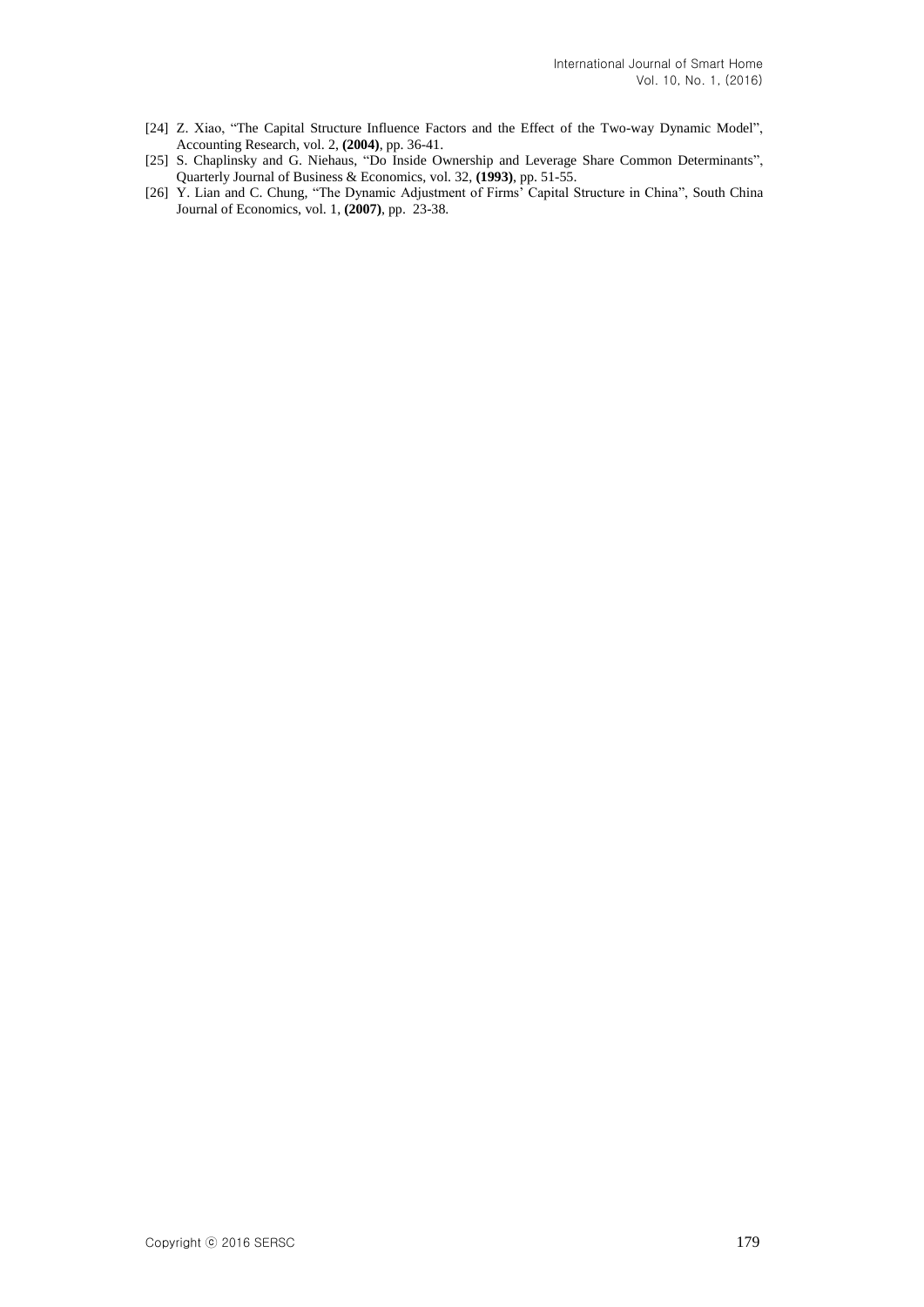[24] Z. Xiao, "The Capital Structure Influence Factors and the Effect of the Two-way Dynamic Model", Accounting Research, vol. 2, **(2004)**, pp. 36-41.

[25] S. Chaplinsky and G. Niehaus, "Do Inside Ownership and Leverage Share Common Determinants", Quarterly Journal of Business & Economics, vol. 32, **(1993)**, pp. 51-55.

[26] Y. Lian and C. Chung, "The Dynamic Adjustment of Firms' Capital Structure in China", South China Journal of Economics, vol. 1, **(2007)**, pp. 23-38.